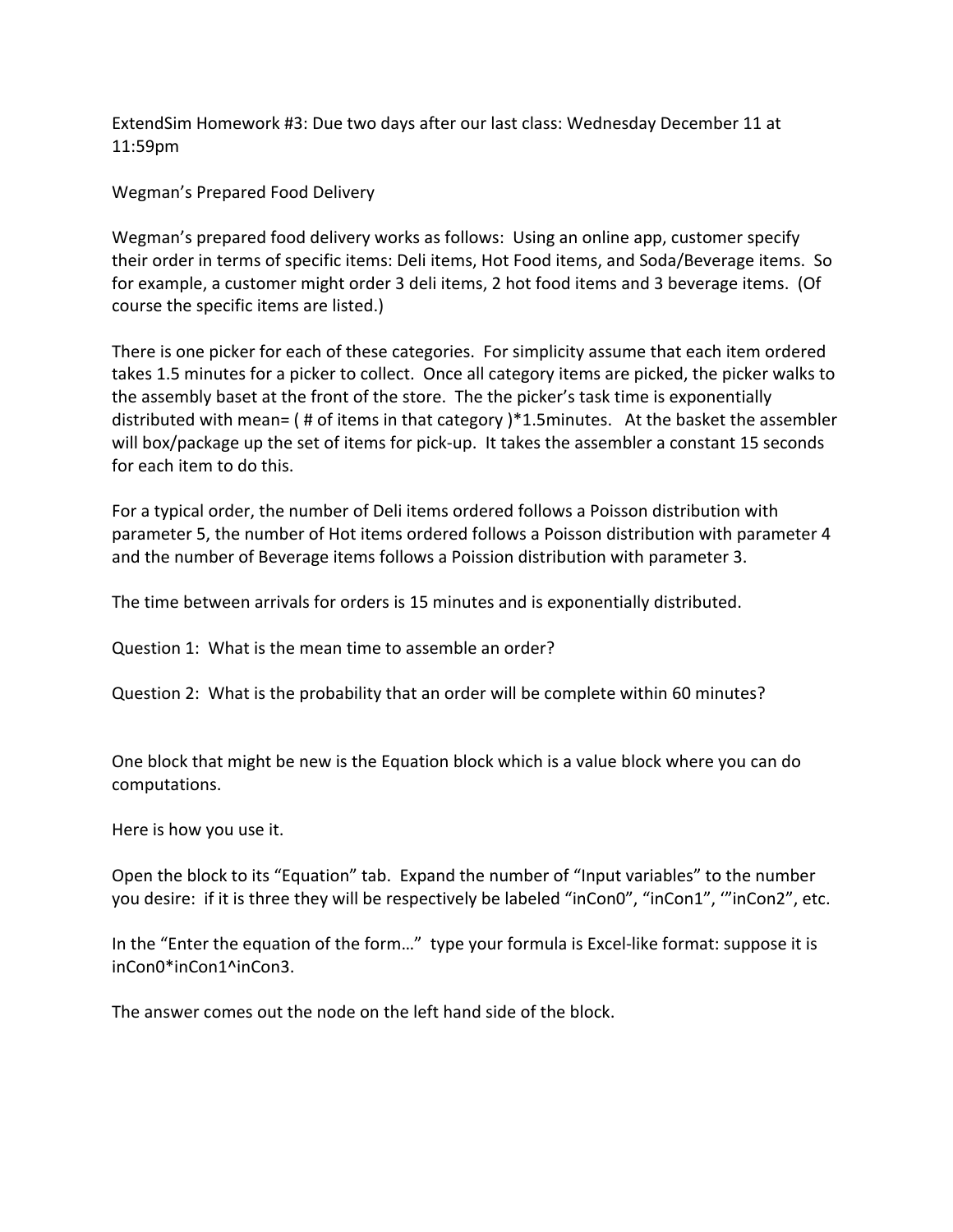ExtendSim Homework #3: Due two days after our last class: Wednesday December 11 at 11:59pm

Wegman's Prepared Food Delivery

Wegman's prepared food delivery works as follows: Using an online app, customer specify their order in terms of specific items: Deli items, Hot Food items, and Soda/Beverage items. So for example, a customer might order 3 deli items, 2 hot food items and 3 beverage items. (Of course the specific items are listed.)

There is one picker for each of these categories. For simplicity assume that each item ordered takes 1.5 minutes for a picker to collect. Once all category items are picked, the picker walks to the assembly baset at the front of the store. The the picker's task time is exponentially distributed with mean= ( # of items in that category )*1.5minutes. At the basket the assembler will box/package up the set of items for pick-up. It takes the assembler a constant 15 seconds for each item to do this.

For a typical order, the number of Deli items ordered follows a Poisson distribution with parameter 5, the number of Hot items ordered follows a Poisson distribution with parameter 4 and the number of Beverage items follows a Poission distribution with parameter 3.

The time between arrivals for orders is 15 minutes and is exponentially distributed.

Question 1: What is the mean time to assemble an order?

Question 2: What is the probability that an order will be complete within 60 minutes?

One block that might be new is the Equation block which is a value block where you can do computations.

Here is how you use it.

Open the block to its "Equation" tab. Expand the number of "Input variables" to the number you desire: if it is three they will be respectively be labeled "inCon0", "inCon1", '"inCon2", etc.

In the "Enter the equation of the form…" type your formula is Excel-like format: suppose it is inCon0*inCon1^inCon3.

The answer comes out the node on the left hand side of the block.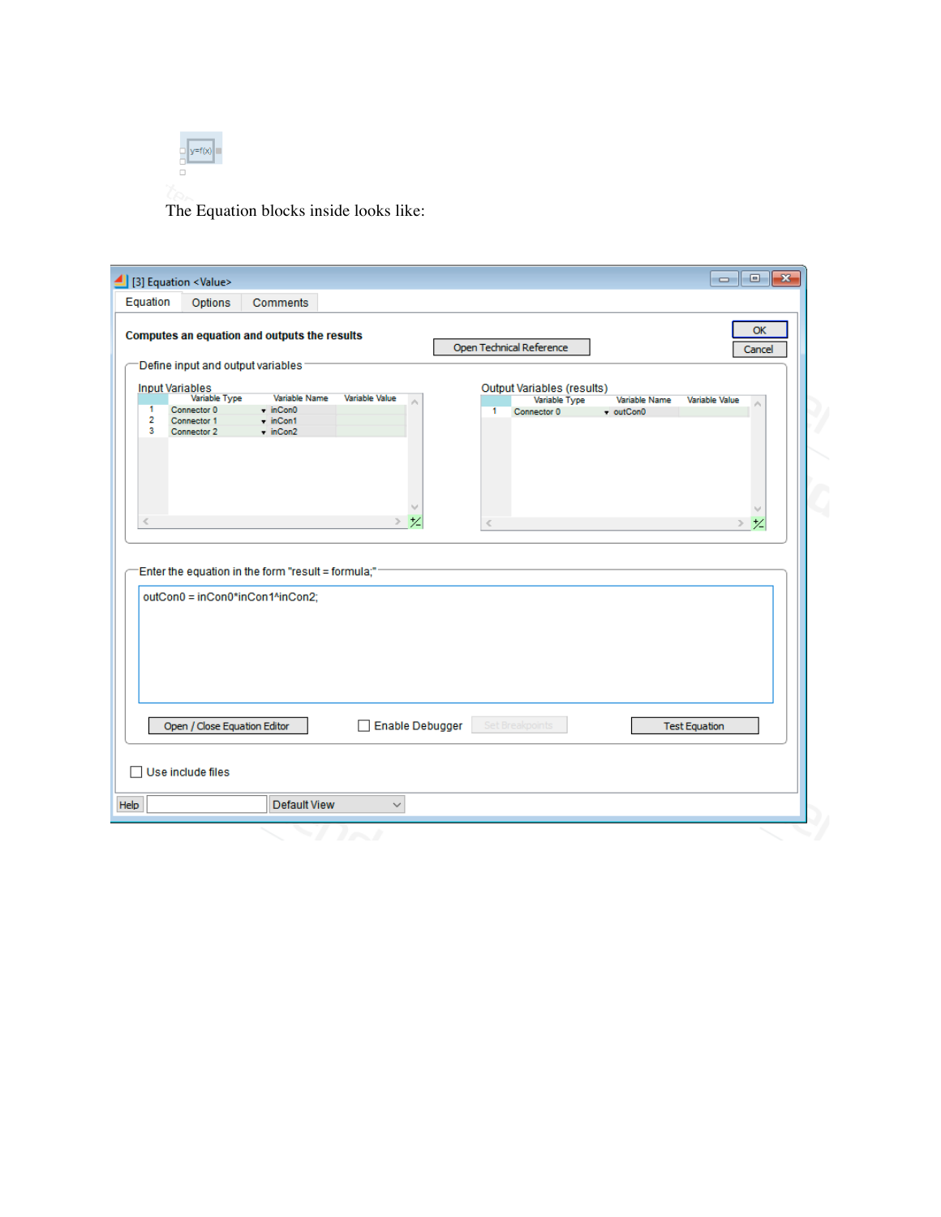The Equation blocks inside looks like: